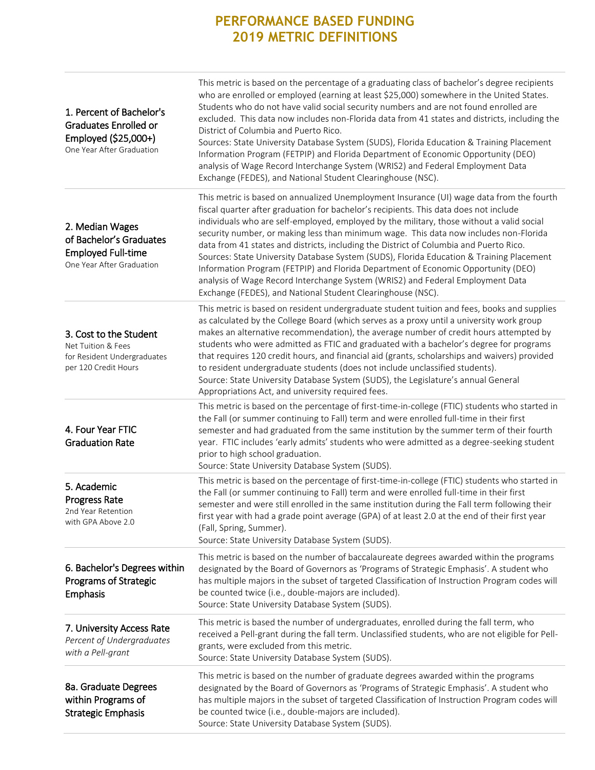# PERFORMANCE BASED FUNDING 2019 METRIC DEFINITIONS

| | |
|---|---|
| **1. Percent of Bachelor's Graduates Enrolled or Employed ($25,000+)**<br>One Year After Graduation | This metric is based on the percentage of a graduating class of bachelor's degree recipients who are enrolled or employed (earning at least $25,000) somewhere in the United States. Students who do not have valid social security numbers and are not found enrolled are excluded. This data now includes non-Florida data from 41 states and districts, including the District of Columbia and Puerto Rico.<br>Sources: State University Database System (SUDS), Florida Education & Training Placement Information Program (FETPIP) and Florida Department of Economic Opportunity (DEO) analysis of Wage Record Interchange System (WRIS2) and Federal Employment Data Exchange (FEDES), and National Student Clearinghouse (NSC). |
| **2. Median Wages of Bachelor's Graduates Employed Full-time**<br>One Year After Graduation | This metric is based on annualized Unemployment Insurance (UI) wage data from the fourth fiscal quarter after graduation for bachelor's recipients. This data does not include individuals who are self-employed, employed by the military, those without a valid social security number, or making less than minimum wage. This data now includes non-Florida data from 41 states and districts, including the District of Columbia and Puerto Rico.<br>Sources: State University Database System (SUDS), Florida Education & Training Placement Information Program (FETPIP) and Florida Department of Economic Opportunity (DEO) analysis of Wage Record Interchange System (WRIS2) and Federal Employment Data Exchange (FEDES), and National Student Clearinghouse (NSC). |
| **3. Cost to the Student**<br>Net Tuition & Fees for Resident Undergraduates per 120 Credit Hours | This metric is based on resident undergraduate student tuition and fees, books and supplies as calculated by the College Board (which serves as a proxy until a university work group makes an alternative recommendation), the average number of credit hours attempted by students who were admitted as FTIC and graduated with a bachelor's degree for programs that requires 120 credit hours, and financial aid (grants, scholarships and waivers) provided to resident undergraduate students (does not include unclassified students).<br>Source: State University Database System (SUDS), the Legislature's annual General Appropriations Act, and university required fees. |
| **4. Four Year FTIC Graduation Rate** | This metric is based on the percentage of first-time-in-college (FTIC) students who started in the Fall (or summer continuing to Fall) term and were enrolled full-time in their first semester and had graduated from the same institution by the summer term of their fourth year. FTIC includes 'early admits' students who were admitted as a degree-seeking student prior to high school graduation.<br>Source: State University Database System (SUDS). |
| **5. Academic Progress Rate**<br>2nd Year Retention with GPA Above 2.0 | This metric is based on the percentage of first-time-in-college (FTIC) students who started in the Fall (or summer continuing to Fall) term and were enrolled full-time in their first semester and were still enrolled in the same institution during the Fall term following their first year with had a grade point average (GPA) of at least 2.0 at the end of their first year (Fall, Spring, Summer).<br>Source: State University Database System (SUDS). |
| **6. Bachelor's Degrees within Programs of Strategic Emphasis** | This metric is based on the number of baccalaureate degrees awarded within the programs designated by the Board of Governors as 'Programs of Strategic Emphasis'. A student who has multiple majors in the subset of targeted Classification of Instruction Program codes will be counted twice (i.e., double-majors are included).<br>Source: State University Database System (SUDS). |
| **7. University Access Rate**<br>*Percent of Undergraduates with a Pell-grant* | This metric is based the number of undergraduates, enrolled during the fall term, who received a Pell-grant during the fall term. Unclassified students, who are not eligible for Pell-grants, were excluded from this metric.<br>Source: State University Database System (SUDS). |
| **8a. Graduate Degrees within Programs of Strategic Emphasis** | This metric is based on the number of graduate degrees awarded within the programs designated by the Board of Governors as 'Programs of Strategic Emphasis'. A student who has multiple majors in the subset of targeted Classification of Instruction Program codes will be counted twice (i.e., double-majors are included).<br>Source: State University Database System (SUDS). |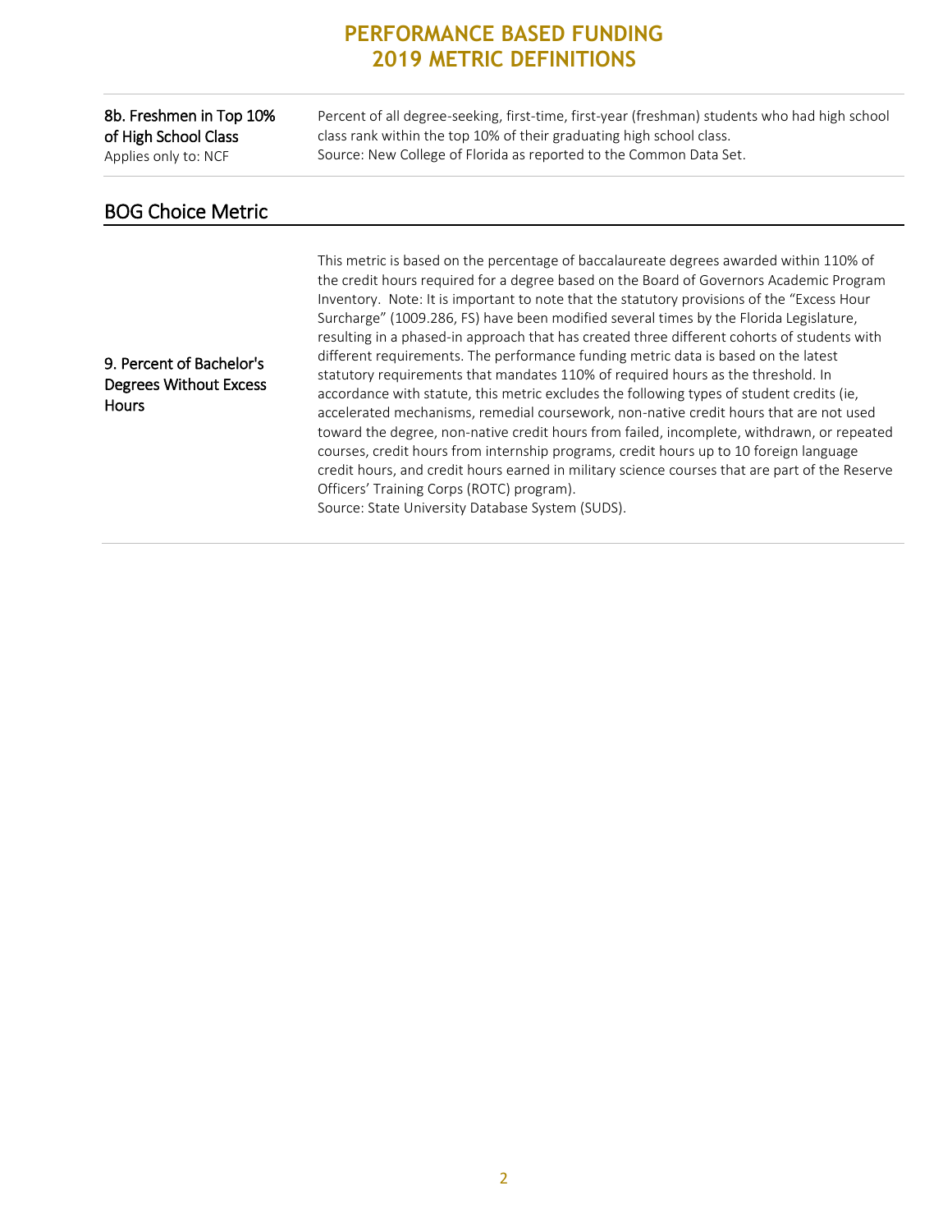| | |
|---|---|
| 8b. Freshmen in Top 10% of High School Class<br>Applies only to: NCF | Percent of all degree-seeking, first-time, first-year (freshman) students who had high school class rank within the top 10% of their graduating high school class.<br>Source: New College of Florida as reported to the Common Data Set. |

## BOG Choice Metric

| | |
|---|---|
| 9. Percent of Bachelor's Degrees Without Excess Hours | This metric is based on the percentage of baccalaureate degrees awarded within 110% of the credit hours required for a degree based on the Board of Governors Academic Program Inventory. Note: It is important to note that the statutory provisions of the "Excess Hour Surcharge" (1009.286, FS) have been modified several times by the Florida Legislature, resulting in a phased-in approach that has created three different cohorts of students with different requirements. The performance funding metric data is based on the latest statutory requirements that mandates 110% of required hours as the threshold. In accordance with statute, this metric excludes the following types of student credits (ie, accelerated mechanisms, remedial coursework, non-native credit hours that are not used toward the degree, non-native credit hours from failed, incomplete, withdrawn, or repeated courses, credit hours from internship programs, credit hours up to 10 foreign language credit hours, and credit hours earned in military science courses that are part of the Reserve Officers' Training Corps (ROTC) program).<br>Source: State University Database System (SUDS). |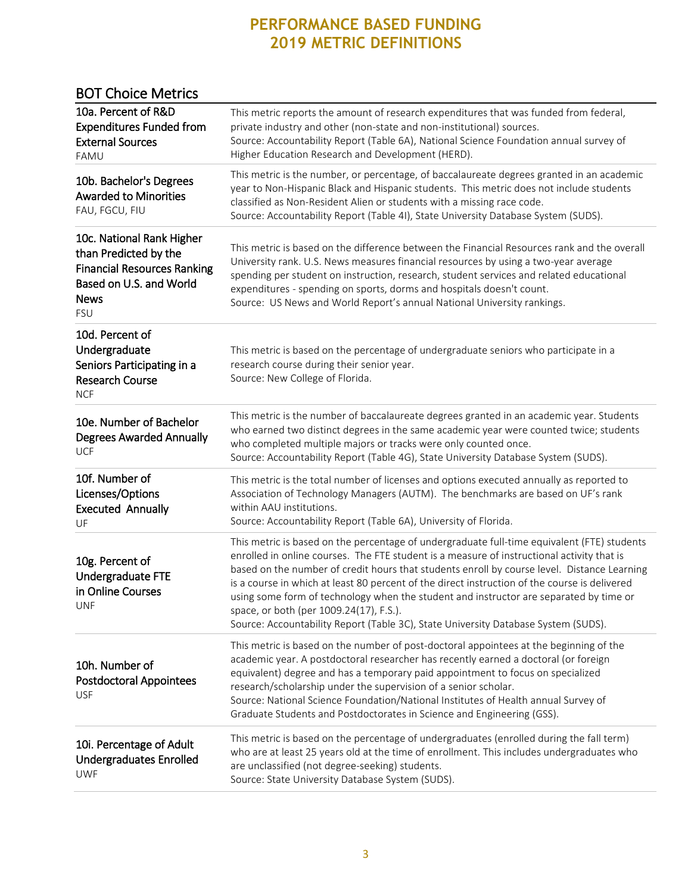# PERFORMANCE BASED FUNDING
# 2019 METRIC DEFINITIONS

## BOT Choice Metrics

| | |
|---|---|
| **10a. Percent of R&D Expenditures Funded from External Sources**<br>FAMU | This metric reports the amount of research expenditures that was funded from federal, private industry and other (non-state and non-institutional) sources.<br>Source: Accountability Report (Table 6A), National Science Foundation annual survey of Higher Education Research and Development (HERD). |
| **10b. Bachelor's Degrees Awarded to Minorities**<br>FAU, FGCU, FIU | This metric is the number, or percentage, of baccalaureate degrees granted in an academic year to Non-Hispanic Black and Hispanic students. This metric does not include students classified as Non-Resident Alien or students with a missing race code.<br>Source: Accountability Report (Table 4I), State University Database System (SUDS). |
| **10c. National Rank Higher than Predicted by the Financial Resources Ranking Based on U.S. and World News**<br>FSU | This metric is based on the difference between the Financial Resources rank and the overall University rank. U.S. News measures financial resources by using a two-year average spending per student on instruction, research, student services and related educational expenditures - spending on sports, dorms and hospitals doesn't count.<br>Source: US News and World Report's annual National University rankings. |
| **10d. Percent of Undergraduate Seniors Participating in a Research Course**<br>NCF | This metric is based on the percentage of undergraduate seniors who participate in a research course during their senior year.<br>Source: New College of Florida. |
| **10e. Number of Bachelor Degrees Awarded Annually**<br>UCF | This metric is the number of baccalaureate degrees granted in an academic year. Students who earned two distinct degrees in the same academic year were counted twice; students who completed multiple majors or tracks were only counted once.<br>Source: Accountability Report (Table 4G), State University Database System (SUDS). |
| **10f. Number of Licenses/Options Executed Annually**<br>UF | This metric is the total number of licenses and options executed annually as reported to Association of Technology Managers (AUTM). The benchmarks are based on UF's rank within AAU institutions.<br>Source: Accountability Report (Table 6A), University of Florida. |
| **10g. Percent of Undergraduate FTE in Online Courses**<br>UNF | This metric is based on the percentage of undergraduate full-time equivalent (FTE) students enrolled in online courses. The FTE student is a measure of instructional activity that is based on the number of credit hours that students enroll by course level. Distance Learning is a course in which at least 80 percent of the direct instruction of the course is delivered using some form of technology when the student and instructor are separated by time or space, or both (per 1009.24(17), F.S.).<br>Source: Accountability Report (Table 3C), State University Database System (SUDS). |
| **10h. Number of Postdoctoral Appointees**<br>USF | This metric is based on the number of post-doctoral appointees at the beginning of the academic year. A postdoctoral researcher has recently earned a doctoral (or foreign equivalent) degree and has a temporary paid appointment to focus on specialized research/scholarship under the supervision of a senior scholar.<br>Source: National Science Foundation/National Institutes of Health annual Survey of Graduate Students and Postdoctorates in Science and Engineering (GSS). |
| **10i. Percentage of Adult Undergraduates Enrolled**<br>UWF | This metric is based on the percentage of undergraduates (enrolled during the fall term) who are at least 25 years old at the time of enrollment. This includes undergraduates who are unclassified (not degree-seeking) students.<br>Source: State University Database System (SUDS). |